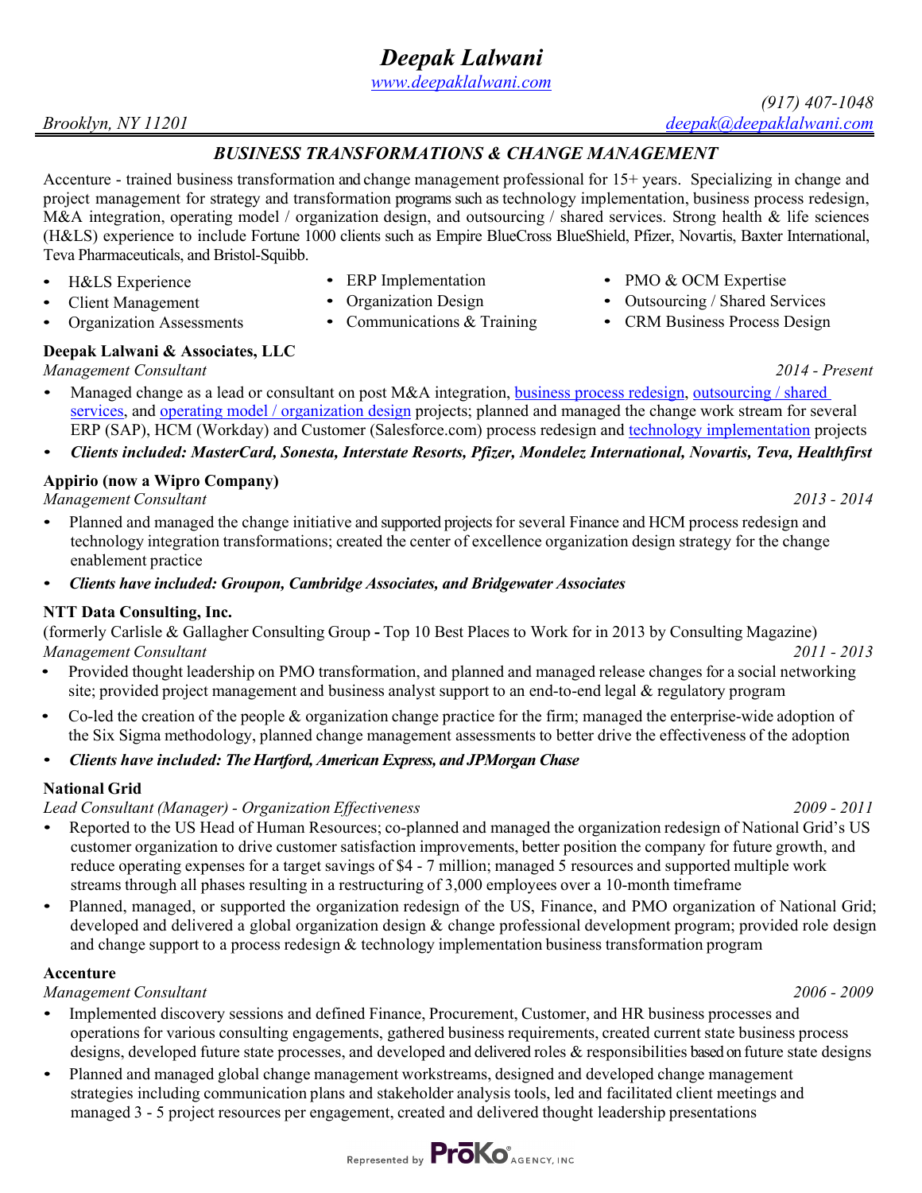# *Deepak Lalwani*

[www.deepaklalwani.com](http://www.deepaklalwani.com)

*Brooklyn, NY 11201*

*(917) 407-1048*
*[deepak@deepaklalwani.com](mailto:deepak@deepaklalwani.com)*

## *BUSINESS TRANSFORMATIONS & CHANGE MANAGEMENT*

Accenture - trained business transformation and change management professional for 15+ years. Specializing in change and project management for strategy and transformation programs such as technology implementation, business process redesign, M&A integration, operating model / organization design, and outsourcing / shared services. Strong health & life sciences (H&LS) experience to include Fortune 1000 clients such as Empire BlueCross BlueShield, Pfizer, Novartis, Baxter International, Teva Pharmaceuticals, and Bristol-Squibb.

- H&LS Experience
- Client Management
- Organization Assessments
- ERP Implementation
- Organization Design
- Communications & Training
- PMO & OCM Expertise
- Outsourcing / Shared Services
- CRM Business Process Design

### Deepak Lalwani & Associates, LLC

*Management Consultant* — *2014 - Present*

- Managed change as a lead or consultant on post M&A integration, business process redesign, outsourcing / shared services, and operating model / organization design projects; planned and managed the change work stream for several ERP (SAP), HCM (Workday) and Customer (Salesforce.com) process redesign and technology implementation projects
- ***Clients included: MasterCard, Sonesta, Interstate Resorts, Pfizer, Mondelez International, Novartis, Teva, Healthfirst***

### Appirio (now a Wipro Company)

*Management Consultant* — *2013 - 2014*

- Planned and managed the change initiative and supported projects for several Finance and HCM process redesign and technology integration transformations; created the center of excellence organization design strategy for the change enablement practice
- ***Clients have included: Groupon, Cambridge Associates, and Bridgewater Associates***

### NTT Data Consulting, Inc.

(formerly Carlisle & Gallagher Consulting Group **-** Top 10 Best Places to Work for in 2013 by Consulting Magazine)

*Management Consultant* — *2011 - 2013*

- Provided thought leadership on PMO transformation, and planned and managed release changes for a social networking site; provided project management and business analyst support to an end-to-end legal & regulatory program
- Co-led the creation of the people & organization change practice for the firm; managed the enterprise-wide adoption of the Six Sigma methodology, planned change management assessments to better drive the effectiveness of the adoption
- ***Clients have included: The Hartford, American Express, and JPMorgan Chase***

### National Grid

*Lead Consultant (Manager) - Organization Effectiveness* — *2009 - 2011*

- Reported to the US Head of Human Resources; co-planned and managed the organization redesign of National Grid's US customer organization to drive customer satisfaction improvements, better position the company for future growth, and reduce operating expenses for a target savings of $4 - 7 million; managed 5 resources and supported multiple work streams through all phases resulting in a restructuring of 3,000 employees over a 10-month timeframe
- Planned, managed, or supported the organization redesign of the US, Finance, and PMO organization of National Grid; developed and delivered a global organization design & change professional development program; provided role design and change support to a process redesign & technology implementation business transformation program

### Accenture

*Management Consultant* — *2006 - 2009*

- Implemented discovery sessions and defined Finance, Procurement, Customer, and HR business processes and operations for various consulting engagements, gathered business requirements, created current state business process designs, developed future state processes, and developed and delivered roles & responsibilities based on future state designs
- Planned and managed global change management workstreams, designed and developed change management strategies including communication plans and stakeholder analysis tools, led and facilitated client meetings and managed 3 - 5 project resources per engagement, created and delivered thought leadership presentations

Represented by ProKo Agency, Inc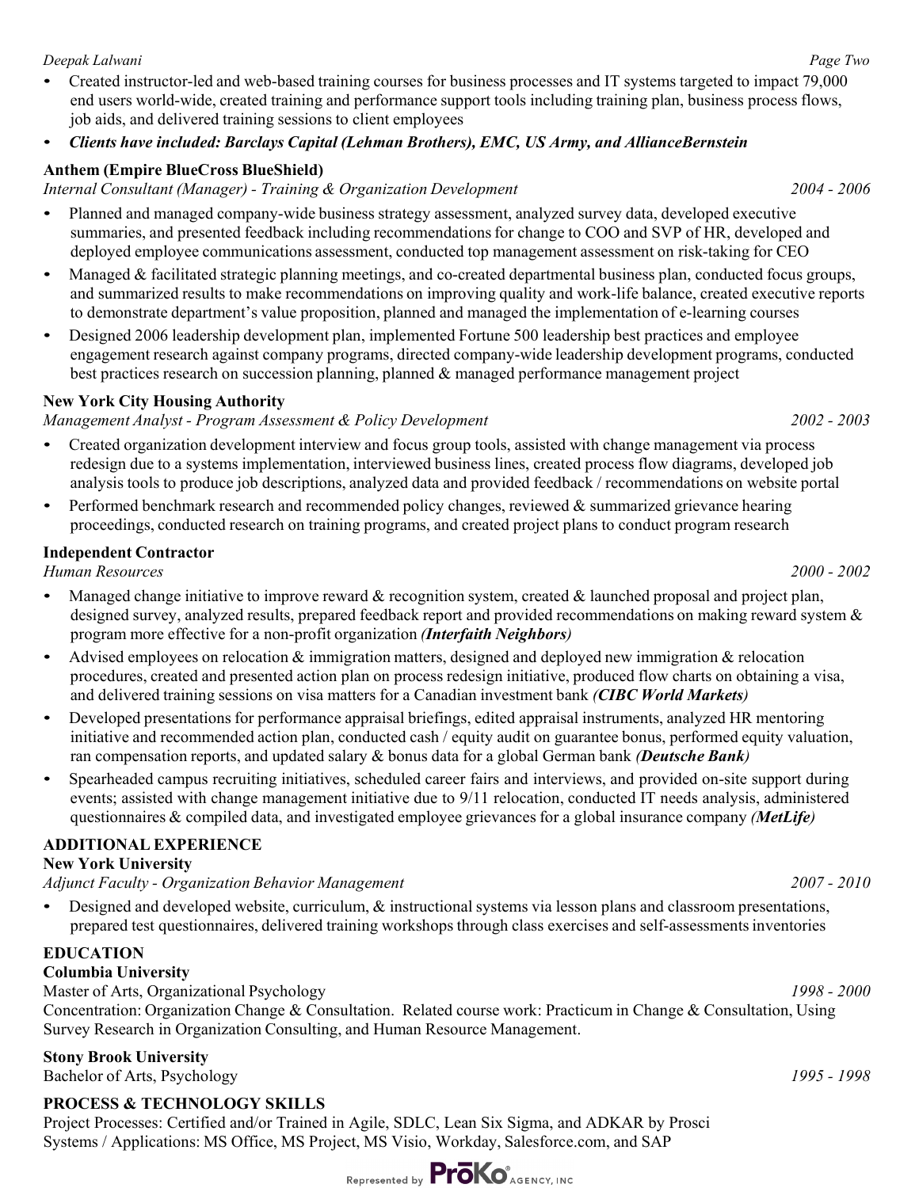- Created instructor-led and web-based training courses for business processes and IT systems targeted to impact 79,000 end users world-wide, created training and performance support tools including training plan, business process flows, job aids, and delivered training sessions to client employees
- ***Clients have included: Barclays Capital (Lehman Brothers), EMC, US Army, and AllianceBernstein***

**Anthem (Empire BlueCross BlueShield)**
*Internal Consultant (Manager) - Training & Organization Development* 2004 - 2006

- Planned and managed company-wide business strategy assessment, analyzed survey data, developed executive summaries, and presented feedback including recommendations for change to COO and SVP of HR, developed and deployed employee communications assessment, conducted top management assessment on risk-taking for CEO
- Managed & facilitated strategic planning meetings, and co-created departmental business plan, conducted focus groups, and summarized results to make recommendations on improving quality and work-life balance, created executive reports to demonstrate department's value proposition, planned and managed the implementation of e-learning courses
- Designed 2006 leadership development plan, implemented Fortune 500 leadership best practices and employee engagement research against company programs, directed company-wide leadership development programs, conducted best practices research on succession planning, planned & managed performance management project

**New York City Housing Authority**
*Management Analyst - Program Assessment & Policy Development* 2002 - 2003

- Created organization development interview and focus group tools, assisted with change management via process redesign due to a systems implementation, interviewed business lines, created process flow diagrams, developed job analysis tools to produce job descriptions, analyzed data and provided feedback / recommendations on website portal
- Performed benchmark research and recommended policy changes, reviewed & summarized grievance hearing proceedings, conducted research on training programs, and created project plans to conduct program research

**Independent Contractor**
*Human Resources* 2000 - 2002

- Managed change initiative to improve reward & recognition system, created & launched proposal and project plan, designed survey, analyzed results, prepared feedback report and provided recommendations on making reward system & program more effective for a non-profit organization ***(Interfaith Neighbors)***
- Advised employees on relocation & immigration matters, designed and deployed new immigration & relocation procedures, created and presented action plan on process redesign initiative, produced flow charts on obtaining a visa, and delivered training sessions on visa matters for a Canadian investment bank ***(CIBC World Markets)***
- Developed presentations for performance appraisal briefings, edited appraisal instruments, analyzed HR mentoring initiative and recommended action plan, conducted cash / equity audit on guarantee bonus, performed equity valuation, ran compensation reports, and updated salary & bonus data for a global German bank ***(Deutsche Bank)***
- Spearheaded campus recruiting initiatives, scheduled career fairs and interviews, and provided on-site support during events; assisted with change management initiative due to 9/11 relocation, conducted IT needs analysis, administered questionnaires & compiled data, and investigated employee grievances for a global insurance company ***(MetLife)***

## ADDITIONAL EXPERIENCE

**New York University**
*Adjunct Faculty - Organization Behavior Management* 2007 - 2010

- Designed and developed website, curriculum, & instructional systems via lesson plans and classroom presentations, prepared test questionnaires, delivered training workshops through class exercises and self-assessments inventories

## EDUCATION

**Columbia University**
Master of Arts, Organizational Psychology 1998 - 2000
Concentration: Organization Change & Consultation. Related course work: Practicum in Change & Consultation, Using Survey Research in Organization Consulting, and Human Resource Management.

**Stony Brook University**
Bachelor of Arts, Psychology 1995 - 1998

## PROCESS & TECHNOLOGY SKILLS

Project Processes: Certified and/or Trained in Agile, SDLC, Lean Six Sigma, and ADKAR by Prosci
Systems / Applications: MS Office, MS Project, MS Visio, Workday, Salesforce.com, and SAP

Represented by ProKo Agency, Inc